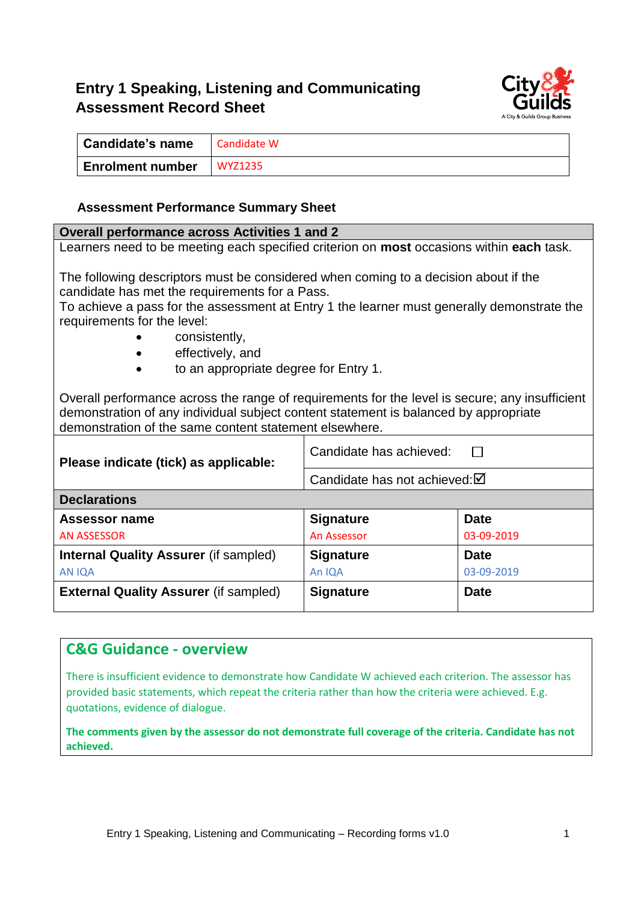# Entry 1 Speaking, Listening and Communicating Assessment Record Sheet

| Candidate's name | Candidate W |
|---|---|
| Enrolment number | WYZ1235 |

### Assessment Performance Summary Sheet

**Overall performance across Activities 1 and 2**

Learners need to be meeting each specified criterion on **most** occasions within **each** task.

The following descriptors must be considered when coming to a decision about if the candidate has met the requirements for a Pass.
To achieve a pass for the assessment at Entry 1 the learner must generally demonstrate the requirements for the level:

- consistently,
- effectively, and
- to an appropriate degree for Entry 1.

Overall performance across the range of requirements for the level is secure; any insufficient demonstration of any individual subject content statement is balanced by appropriate demonstration of the same content statement elsewhere.

| **Please indicate (tick) as applicable:** | Candidate has achieved: ☐ |
|---|---|
| | Candidate has not achieved: ☑ |

**Declarations**

| **Assessor name** | **Signature** | **Date** |
|---|---|---|
| AN ASSESSOR | An Assessor | 03-09-2019 |
| **Internal Quality Assurer** (if sampled) | **Signature** | **Date** |
| AN IQA | An IQA | 03-09-2019 |
| **External Quality Assurer** (if sampled) | **Signature** | **Date** |

## C&G Guidance - overview

There is insufficient evidence to demonstrate how Candidate W achieved each criterion. The assessor has provided basic statements, which repeat the criteria rather than how the criteria were achieved. E.g. quotations, evidence of dialogue.

**The comments given by the assessor do not demonstrate full coverage of the criteria. Candidate has not achieved.**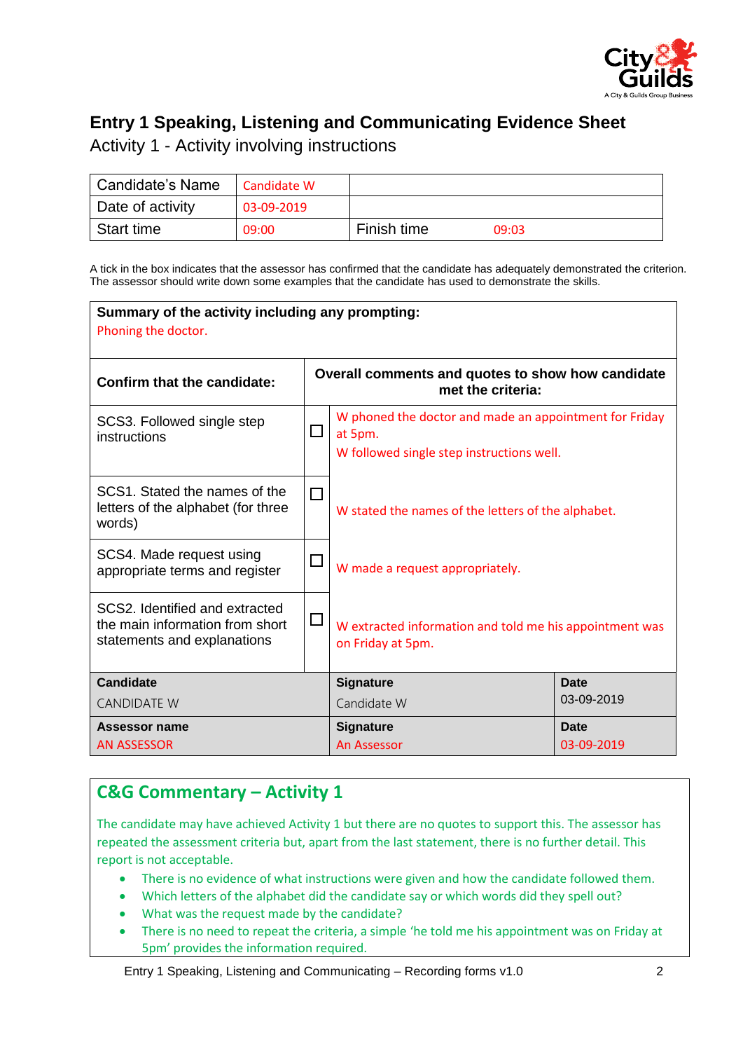# Entry 1 Speaking, Listening and Communicating Evidence Sheet

Activity 1 - Activity involving instructions

| Candidate's Name | Candidate W | | |
|---|---|---|---|
| Date of activity | 03-09-2019 | | |
| Start time | 09:00 | Finish time | 09:03 |

A tick in the box indicates that the assessor has confirmed that the candidate has adequately demonstrated the criterion. The assessor should write down some examples that the candidate has used to demonstrate the skills.

**Summary of the activity including any prompting:**

Phoning the doctor.

| Confirm that the candidate: | | Overall comments and quotes to show how candidate met the criteria: |
|---|---|---|
| SCS3. Followed single step instructions | ☐ | W phoned the doctor and made an appointment for Friday at 5pm. W followed single step instructions well. |
| SCS1. Stated the names of the letters of the alphabet (for three words) | ☐ | W stated the names of the letters of the alphabet. |
| SCS4. Made request using appropriate terms and register | ☐ | W made a request appropriately. |
| SCS2. Identified and extracted the main information from short statements and explanations | ☐ | W extracted information and told me his appointment was on Friday at 5pm. |

| **Candidate** | **Signature** | **Date** |
|---|---|---|
| CANDIDATE W | Candidate W | 03-09-2019 |
| **Assessor name** | **Signature** | **Date** |
| AN ASSESSOR | An Assessor | 03-09-2019 |

## C&G Commentary – Activity 1

The candidate may have achieved Activity 1 but there are no quotes to support this. The assessor has repeated the assessment criteria but, apart from the last statement, there is no further detail. This report is not acceptable.

- There is no evidence of what instructions were given and how the candidate followed them.
- Which letters of the alphabet did the candidate say or which words did they spell out?
- What was the request made by the candidate?
- There is no need to repeat the criteria, a simple 'he told me his appointment was on Friday at 5pm' provides the information required.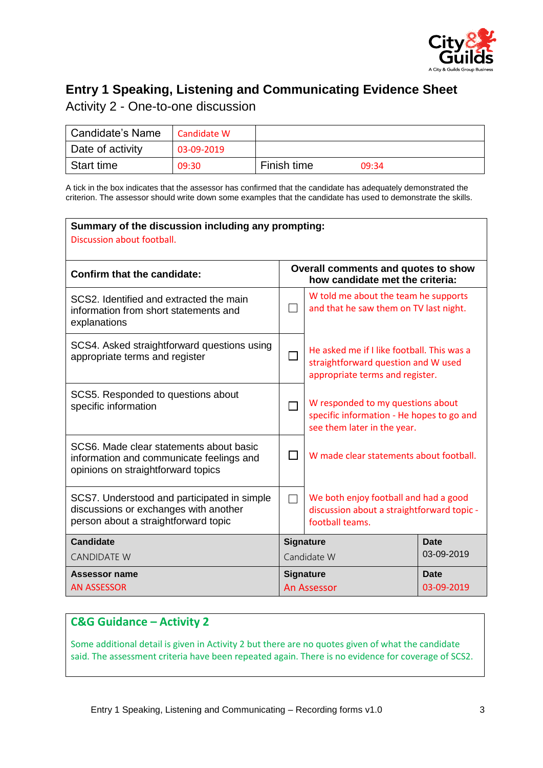# Entry 1 Speaking, Listening and Communicating Evidence Sheet

## Activity 2 - One-to-one discussion

| | | | |
|---|---|---|---|
| Candidate's Name | Candidate W | | |
| Date of activity | 03-09-2019 | | |
| Start time | 09:30 | Finish time | 09:34 |

A tick in the box indicates that the assessor has confirmed that the candidate has adequately demonstrated the criterion. The assessor should write down some examples that the candidate has used to demonstrate the skills.

**Summary of the discussion including any prompting:**

Discussion about football.

| Confirm that the candidate: | | Overall comments and quotes to show how candidate met the criteria: |
|---|---|---|
| SCS2. Identified and extracted the main information from short statements and explanations | ☐ | W told me about the team he supports and that he saw them on TV last night. |
| SCS4. Asked straightforward questions using appropriate terms and register | ☐ | He asked me if I like football. This was a straightforward question and W used appropriate terms and register. |
| SCS5. Responded to questions about specific information | ☐ | W responded to my questions about specific information - He hopes to go and see them later in the year. |
| SCS6. Made clear statements about basic information and communicate feelings and opinions on straightforward topics | ☐ | W made clear statements about football. |
| SCS7. Understood and participated in simple discussions or exchanges with another person about a straightforward topic | ☐ | We both enjoy football and had a good discussion about a straightforward topic - football teams. |

| | | |
|---|---|---|
| **Candidate** CANDIDATE W | **Signature** Candidate W | **Date** 03-09-2019 |
| **Assessor name** AN ASSESSOR | **Signature** An Assessor | **Date** 03-09-2019 |

**C&G Guidance – Activity 2**

Some additional detail is given in Activity 2 but there are no quotes given of what the candidate said. The assessment criteria have been repeated again. There is no evidence for coverage of SCS2.